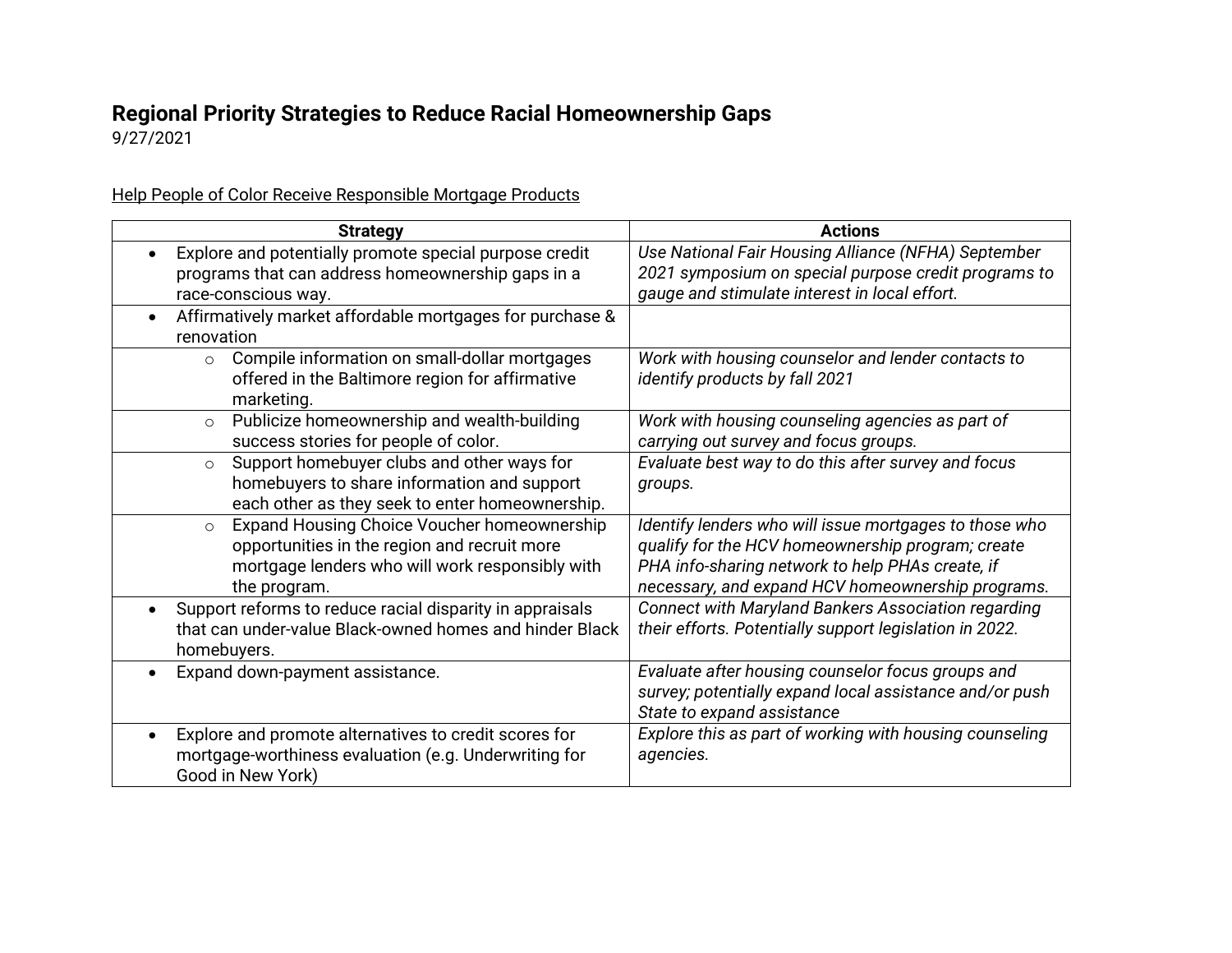# Regional Priority Strategies to Reduce Racial Homeownership Gaps

9/27/2021

<u>Help People of Color Receive Responsible Mortgage Products</u>

| Strategy | Actions |
|---|---|
| • Explore and potentially promote special purpose credit programs that can address homeownership gaps in a race-conscious way. | *Use National Fair Housing Alliance (NFHA) September 2021 symposium on special purpose credit programs to gauge and stimulate interest in local effort.* |
| • Affirmatively market affordable mortgages for purchase & renovation | |
| ○ Compile information on small-dollar mortgages offered in the Baltimore region for affirmative marketing. | *Work with housing counselor and lender contacts to identify products by fall 2021* |
| ○ Publicize homeownership and wealth-building success stories for people of color. | *Work with housing counseling agencies as part of carrying out survey and focus groups.* |
| ○ Support homebuyer clubs and other ways for homebuyers to share information and support each other as they seek to enter homeownership. | *Evaluate best way to do this after survey and focus groups.* |
| ○ Expand Housing Choice Voucher homeownership opportunities in the region and recruit more mortgage lenders who will work responsibly with the program. | *Identify lenders who will issue mortgages to those who qualify for the HCV homeownership program; create PHA info-sharing network to help PHAs create, if necessary, and expand HCV homeownership programs.* |
| • Support reforms to reduce racial disparity in appraisals that can under-value Black-owned homes and hinder Black homebuyers. | *Connect with Maryland Bankers Association regarding their efforts. Potentially support legislation in 2022.* |
| • Expand down-payment assistance. | *Evaluate after housing counselor focus groups and survey; potentially expand local assistance and/or push State to expand assistance* |
| • Explore and promote alternatives to credit scores for mortgage-worthiness evaluation (e.g. Underwriting for Good in New York) | *Explore this as part of working with housing counseling agencies.* |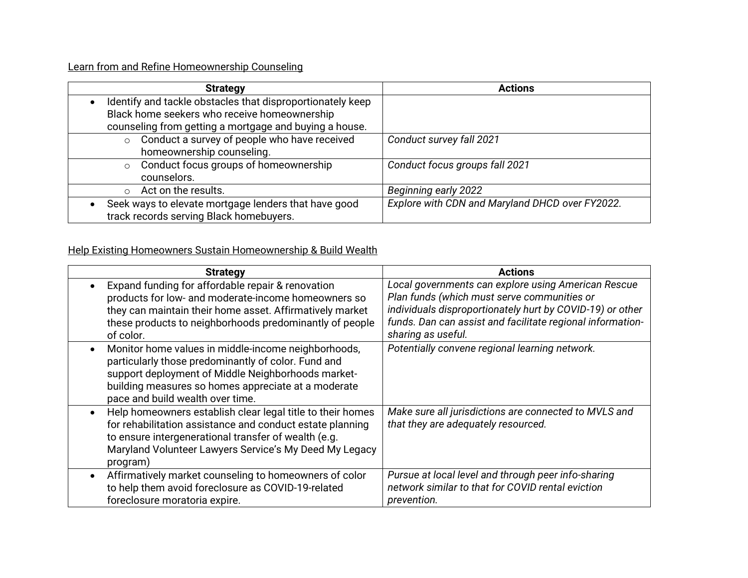<u>Learn from and Refine Homeownership Counseling</u>

| Strategy | Actions |
|---|---|
| • Identify and tackle obstacles that disproportionately keep Black home seekers who receive homeownership counseling from getting a mortgage and buying a house. | |
| ○ Conduct a survey of people who have received homeownership counseling. | *Conduct survey fall 2021* |
| ○ Conduct focus groups of homeownership counselors. | *Conduct focus groups fall 2021* |
| ○ Act on the results. | *Beginning early 2022* |
| • Seek ways to elevate mortgage lenders that have good track records serving Black homebuyers. | *Explore with CDN and Maryland DHCD over FY2022.* |

<u>Help Existing Homeowners Sustain Homeownership & Build Wealth</u>

| Strategy | Actions |
|---|---|
| • Expand funding for affordable repair & renovation products for low- and moderate-income homeowners so they can maintain their home asset. Affirmatively market these products to neighborhoods predominantly of people of color. | *Local governments can explore using American Rescue Plan funds (which must serve communities or individuals disproportionately hurt by COVID-19) or other funds. Dan can assist and facilitate regional information-sharing as useful.* |
| • Monitor home values in middle-income neighborhoods, particularly those predominantly of color. Fund and support deployment of Middle Neighborhoods market-building measures so homes appreciate at a moderate pace and build wealth over time. | *Potentially convene regional learning network.* |
| • Help homeowners establish clear legal title to their homes for rehabilitation assistance and conduct estate planning to ensure intergenerational transfer of wealth (e.g. Maryland Volunteer Lawyers Service's My Deed My Legacy program) | *Make sure all jurisdictions are connected to MVLS and that they are adequately resourced.* |
| • Affirmatively market counseling to homeowners of color to help them avoid foreclosure as COVID-19-related foreclosure moratoria expire. | *Pursue at local level and through peer info-sharing network similar to that for COVID rental eviction prevention.* |